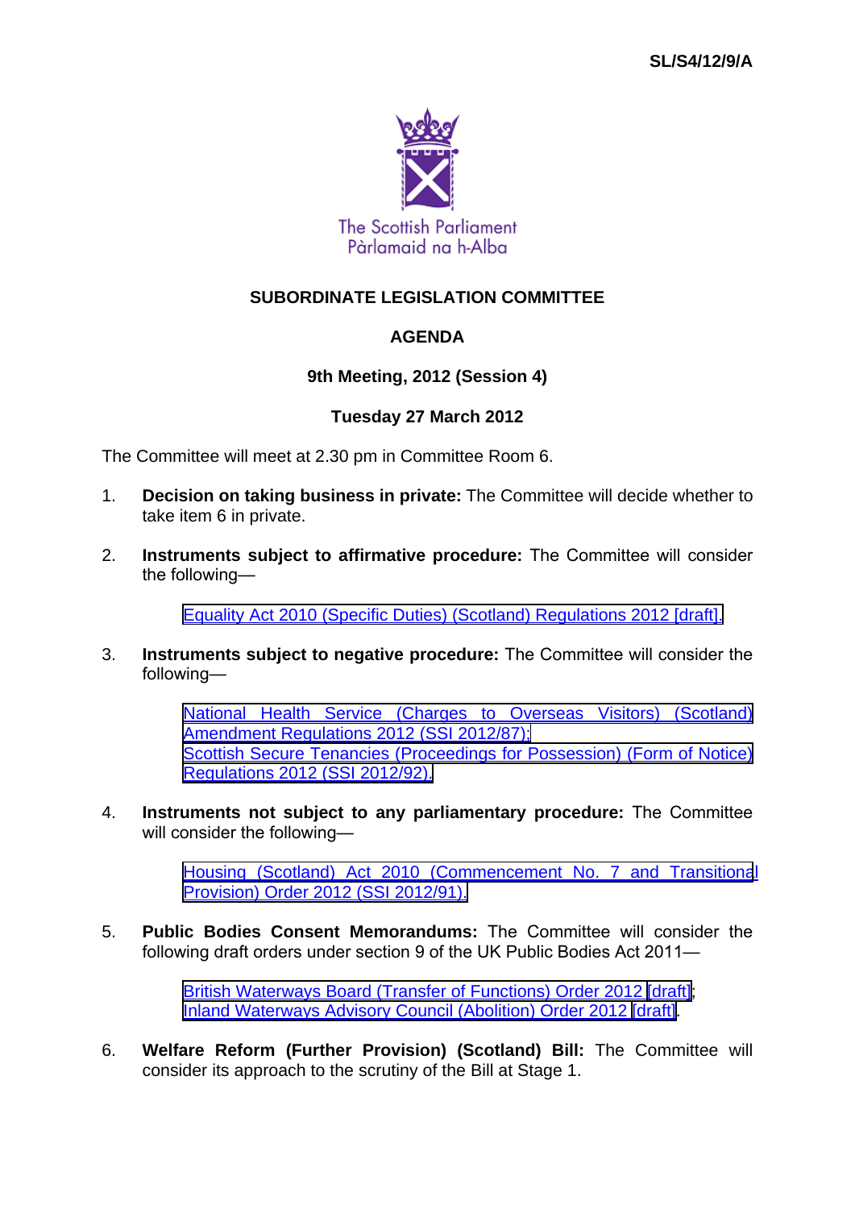SL/S4/12/9/A

The Scottish Parliament
Pàrlamaid na h-Alba

# SUBORDINATE LEGISLATION COMMITTEE

## AGENDA

### 9th Meeting, 2012 (Session 4)

### Tuesday 27 March 2012

The Committee will meet at 2.30 pm in Committee Room 6.

1. **Decision on taking business in private:** The Committee will decide whether to take item 6 in private.

2. **Instruments subject to affirmative procedure:** The Committee will consider the following—

   Equality Act 2010 (Specific Duties) (Scotland) Regulations 2012 [draft].

3. **Instruments subject to negative procedure:** The Committee will consider the following—

   National Health Service (Charges to Overseas Visitors) (Scotland) Amendment Regulations 2012 (SSI 2012/87);
   Scottish Secure Tenancies (Proceedings for Possession) (Form of Notice) Regulations 2012 (SSI 2012/92).

4. **Instruments not subject to any parliamentary procedure:** The Committee will consider the following—

   Housing (Scotland) Act 2010 (Commencement No. 7 and Transitional Provision) Order 2012 (SSI 2012/91).

5. **Public Bodies Consent Memorandums:** The Committee will consider the following draft orders under section 9 of the UK Public Bodies Act 2011—

   British Waterways Board (Transfer of Functions) Order 2012 [draft];
   Inland Waterways Advisory Council (Abolition) Order 2012 [draft].

6. **Welfare Reform (Further Provision) (Scotland) Bill:** The Committee will consider its approach to the scrutiny of the Bill at Stage 1.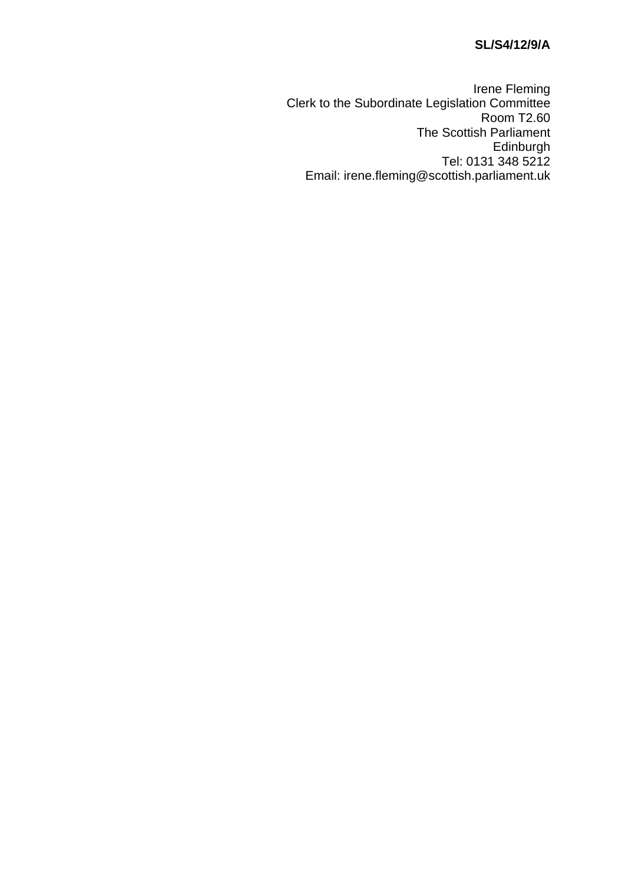**SL/S4/12/9/A**

Irene Fleming
Clerk to the Subordinate Legislation Committee
Room T2.60
The Scottish Parliament
Edinburgh
Tel: 0131 348 5212
Email: irene.fleming@scottish.parliament.uk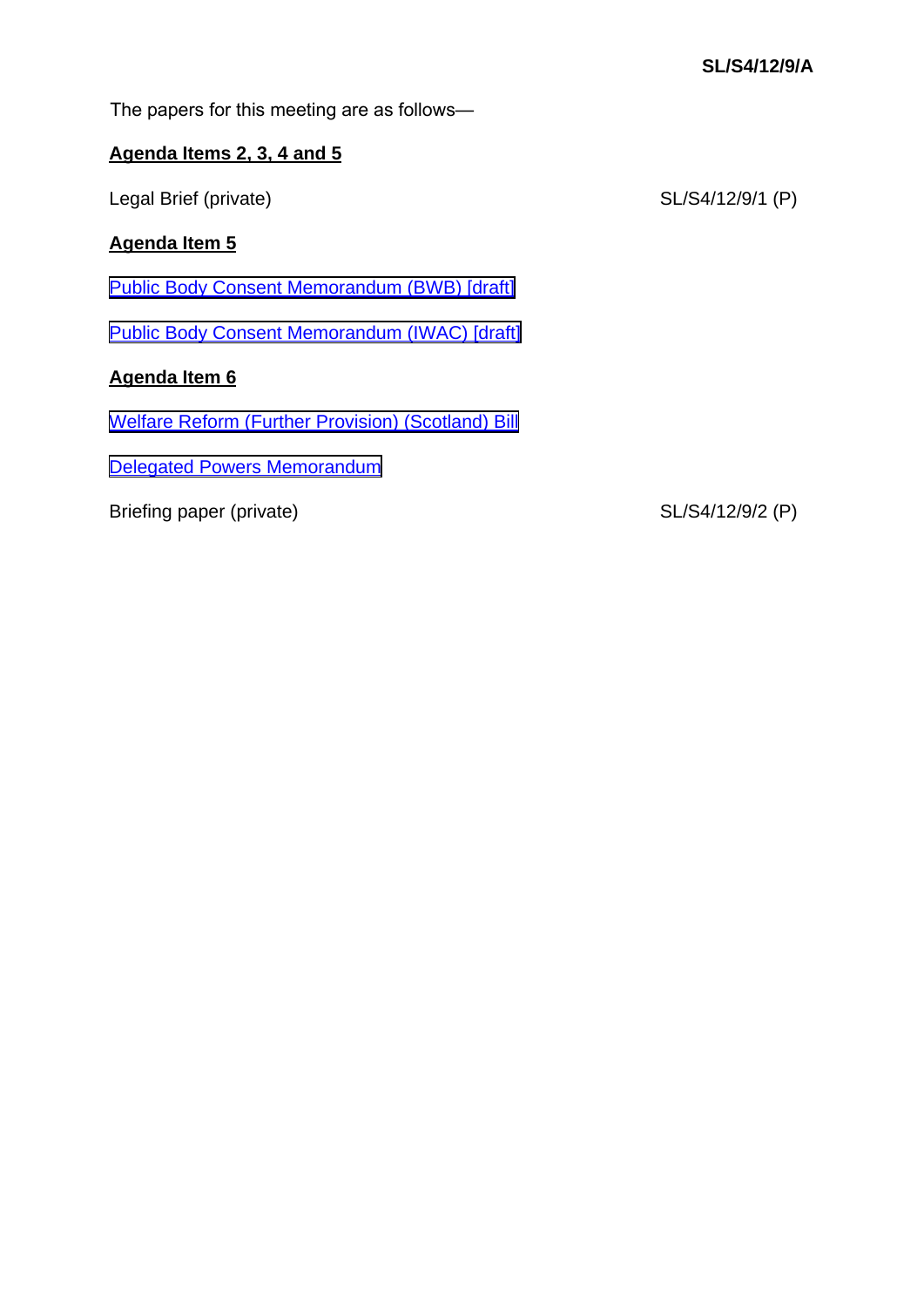**SL/S4/12/9/A**

The papers for this meeting are as follows—

**Agenda Items 2, 3, 4 and 5**

Legal Brief (private) SL/S4/12/9/1 (P)

**Agenda Item 5**

Public Body Consent Memorandum (BWB) [draft]

Public Body Consent Memorandum (IWAC) [draft]

**Agenda Item 6**

Welfare Reform (Further Provision) (Scotland) Bill

Delegated Powers Memorandum

Briefing paper (private) SL/S4/12/9/2 (P)